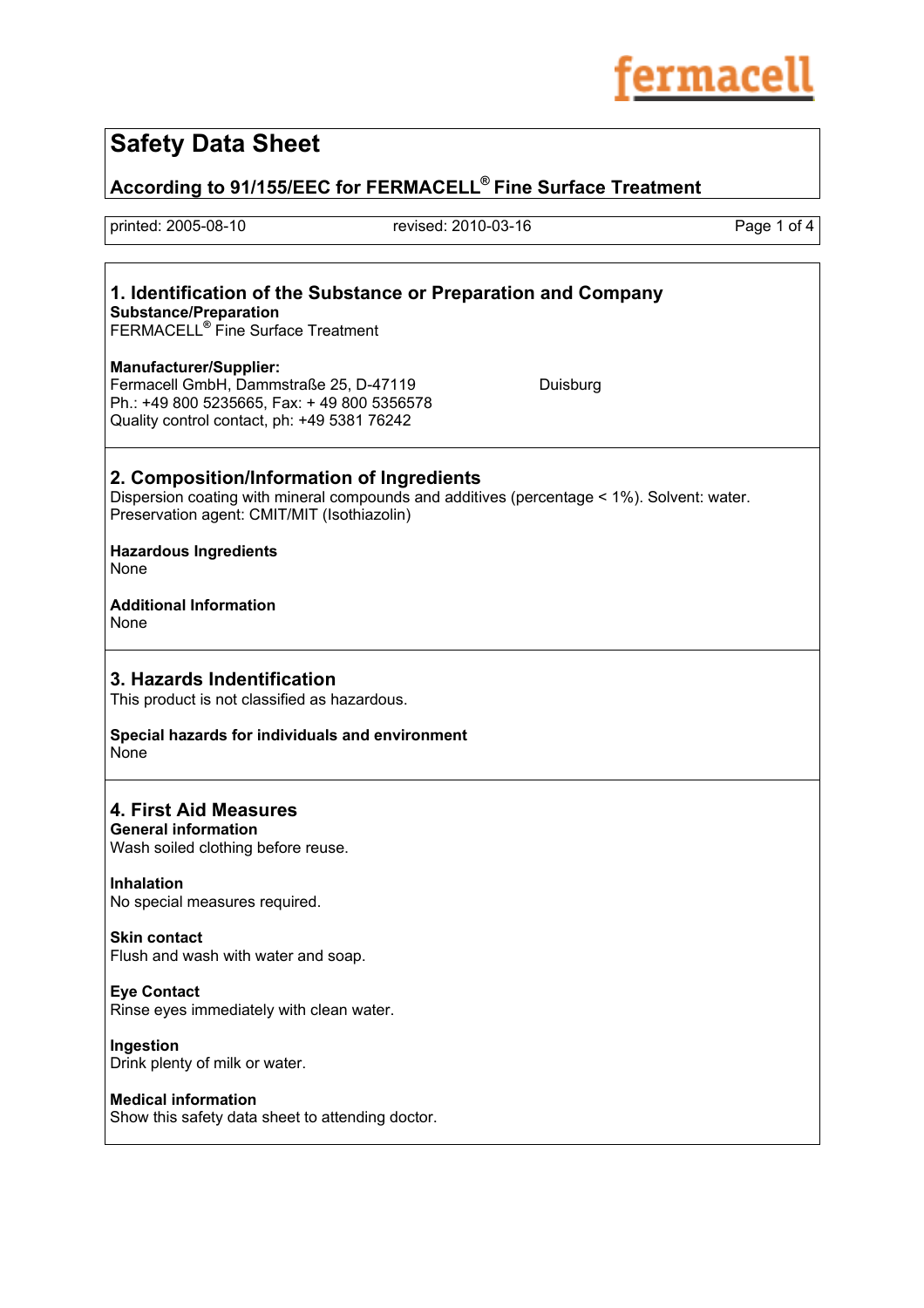# Safety Data Sheet

## According to 91/155/EEC for FERMACELL® Fine Surface Treatment

printed: 2005-08-10 revised: 2010-03-16

## 1. Identification of the Substance or Preparation and Company

**Substance/Preparation**
FERMACELL® Fine Surface Treatment

**Manufacturer/Supplier:**
Fermacell GmbH, Dammstraße 25, D-47119 Duisburg
Ph.: +49 800 5235665, Fax: + 49 800 5356578
Quality control contact, ph: +49 5381 76242

## 2. Composition/Information of Ingredients

Dispersion coating with mineral compounds and additives (percentage < 1%). Solvent: water.
Preservation agent: CMIT/MIT (Isothiazolin)

**Hazardous Ingredients**
None

**Additional Information**
None

## 3. Hazards Indentification

This product is not classified as hazardous.

**Special hazards for individuals and environment**
None

## 4. First Aid Measures

**General information**
Wash soiled clothing before reuse.

**Inhalation**
No special measures required.

**Skin contact**
Flush and wash with water and soap.

**Eye Contact**
Rinse eyes immediately with clean water.

**Ingestion**
Drink plenty of milk or water.

**Medical information**
Show this safety data sheet to attending doctor.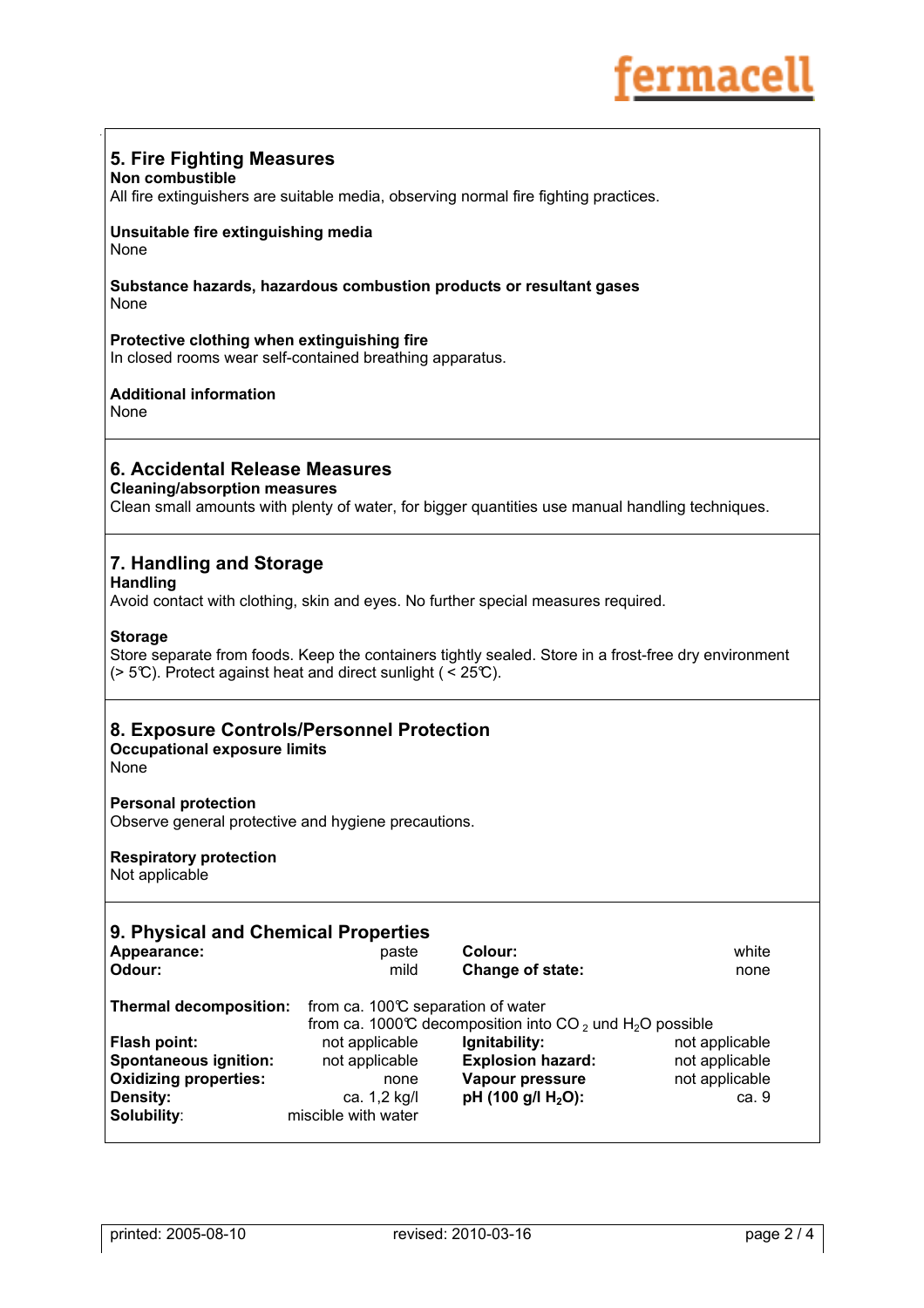## 5. Fire Fighting Measures

**Non combustible**

All fire extinguishers are suitable media, observing normal fire fighting practices.

**Unsuitable fire extinguishing media**

None

**Substance hazards, hazardous combustion products or resultant gases**

None

**Protective clothing when extinguishing fire**

In closed rooms wear self-contained breathing apparatus.

**Additional information**

None

## 6. Accidental Release Measures

**Cleaning/absorption measures**

Clean small amounts with plenty of water, for bigger quantities use manual handling techniques.

## 7. Handling and Storage

**Handling**

Avoid contact with clothing, skin and eyes. No further special measures required.

**Storage**

Store separate from foods. Keep the containers tightly sealed. Store in a frost-free dry environment (> 5℃). Protect against heat and direct sunlight ( < 25℃).

## 8. Exposure Controls/Personnel Protection

**Occupational exposure limits**

None

**Personal protection**

Observe general protective and hygiene precautions.

**Respiratory protection**

Not applicable

## 9. Physical and Chemical Properties

| | | | |
|---|---|---|---|
| **Appearance:** | paste | **Colour:** | white |
| **Odour:** | mild | **Change of state:** | none |

**Thermal decomposition:** from ca. 100℃ separation of water
from ca. 1000℃ decomposition into $CO_2$ und $H_2O$ possible

| | | | |
|---|---|---|---|
| **Flash point:** | not applicable | **Ignitability:** | not applicable |
| **Spontaneous ignition:** | not applicable | **Explosion hazard:** | not applicable |
| **Oxidizing properties:** | none | **Vapour pressure** | not applicable |
| **Density:** | ca. 1,2 kg/l | **pH (100 g/l $H_2O$):** | ca. 9 |
| **Solubility**: | miscible with water | | |

printed: 2005-08-10 revised: 2010-03-16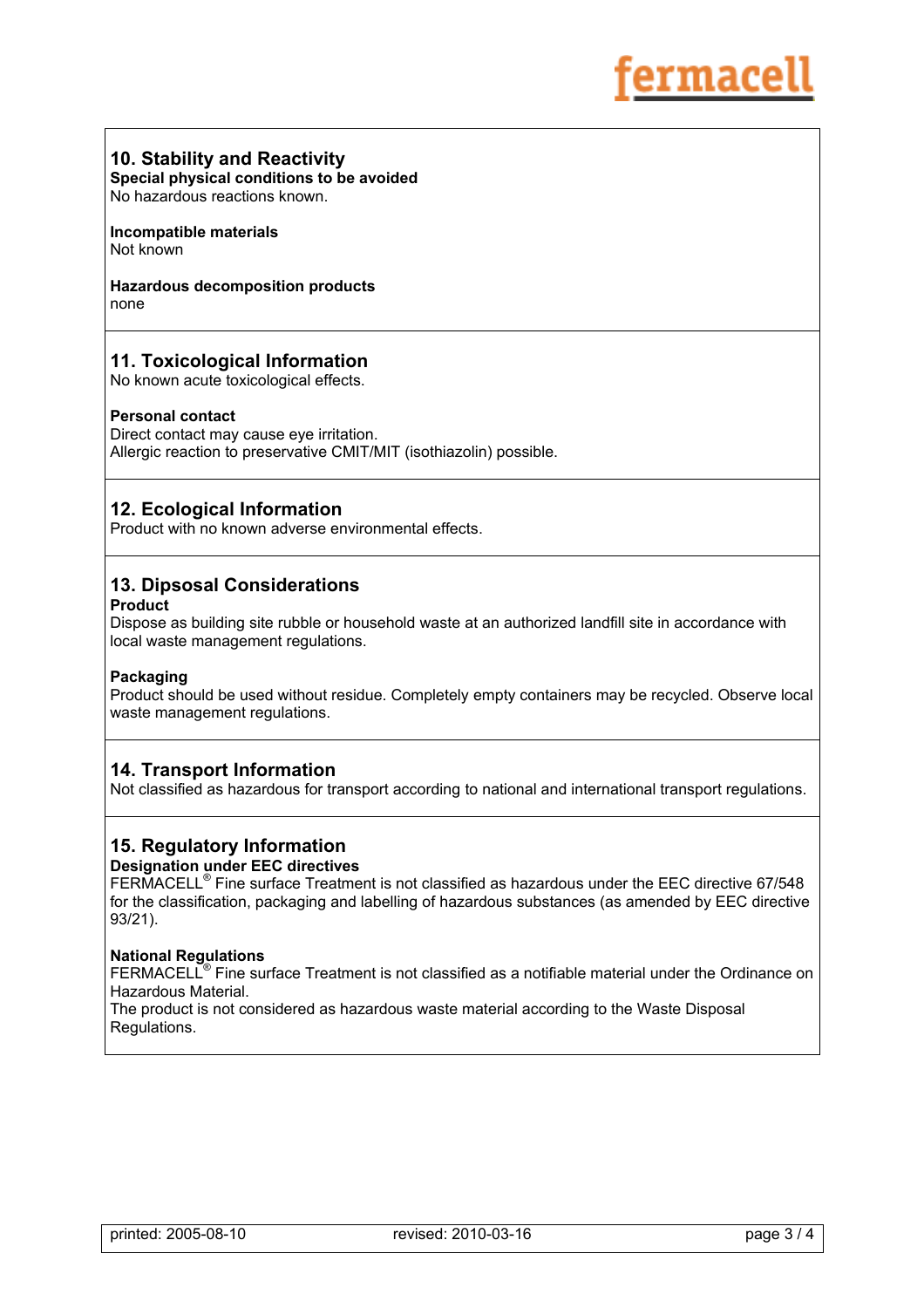## 10. Stability and Reactivity

**Special physical conditions to be avoided**
No hazardous reactions known.

**Incompatible materials**
Not known

**Hazardous decomposition products**
none

## 11. Toxicological Information

No known acute toxicological effects.

**Personal contact**
Direct contact may cause eye irritation.
Allergic reaction to preservative CMIT/MIT (isothiazolin) possible.

## 12. Ecological Information

Product with no known adverse environmental effects.

## 13. Dipsosal Considerations

**Product**
Dispose as building site rubble or household waste at an authorized landfill site in accordance with local waste management regulations.

**Packaging**
Product should be used without residue. Completely empty containers may be recycled. Observe local waste management regulations.

## 14. Transport Information

Not classified as hazardous for transport according to national and international transport regulations.

## 15. Regulatory Information

**Designation under EEC directives**
FERMACELL® Fine surface Treatment is not classified as hazardous under the EEC directive 67/548 for the classification, packaging and labelling of hazardous substances (as amended by EEC directive 93/21).

**National Regulations**
FERMACELL® Fine surface Treatment is not classified as a notifiable material under the Ordinance on Hazardous Material.
The product is not considered as hazardous waste material according to the Waste Disposal Regulations.

printed: 2005-08-10 revised: 2010-03-16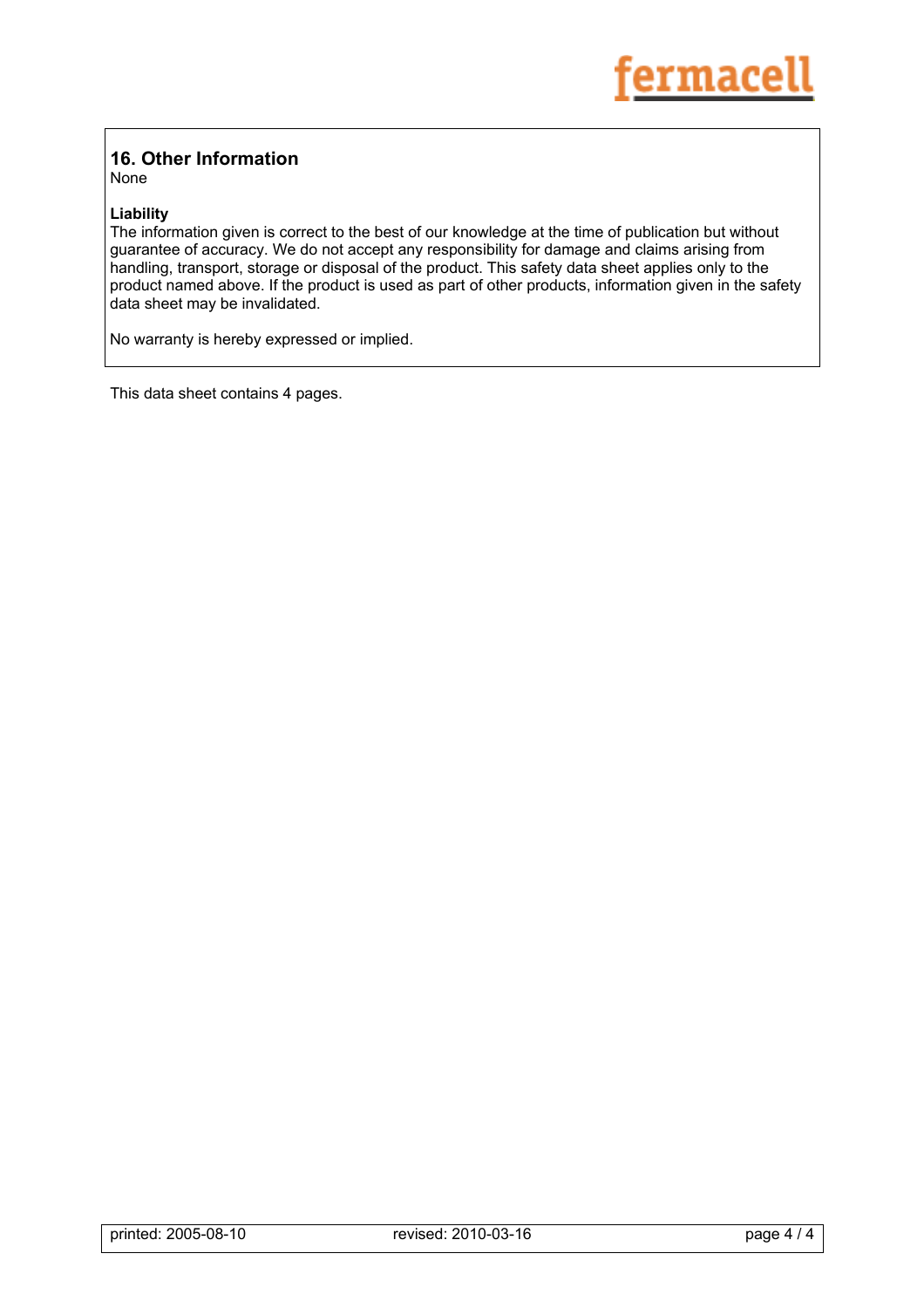## 16. Other Information

None

**Liability**

The information given is correct to the best of our knowledge at the time of publication but without guarantee of accuracy. We do not accept any responsibility for damage and claims arising from handling, transport, storage or disposal of the product. This safety data sheet applies only to the product named above. If the product is used as part of other products, information given in the safety data sheet may be invalidated.

No warranty is hereby expressed or implied.

This data sheet contains 4 pages.